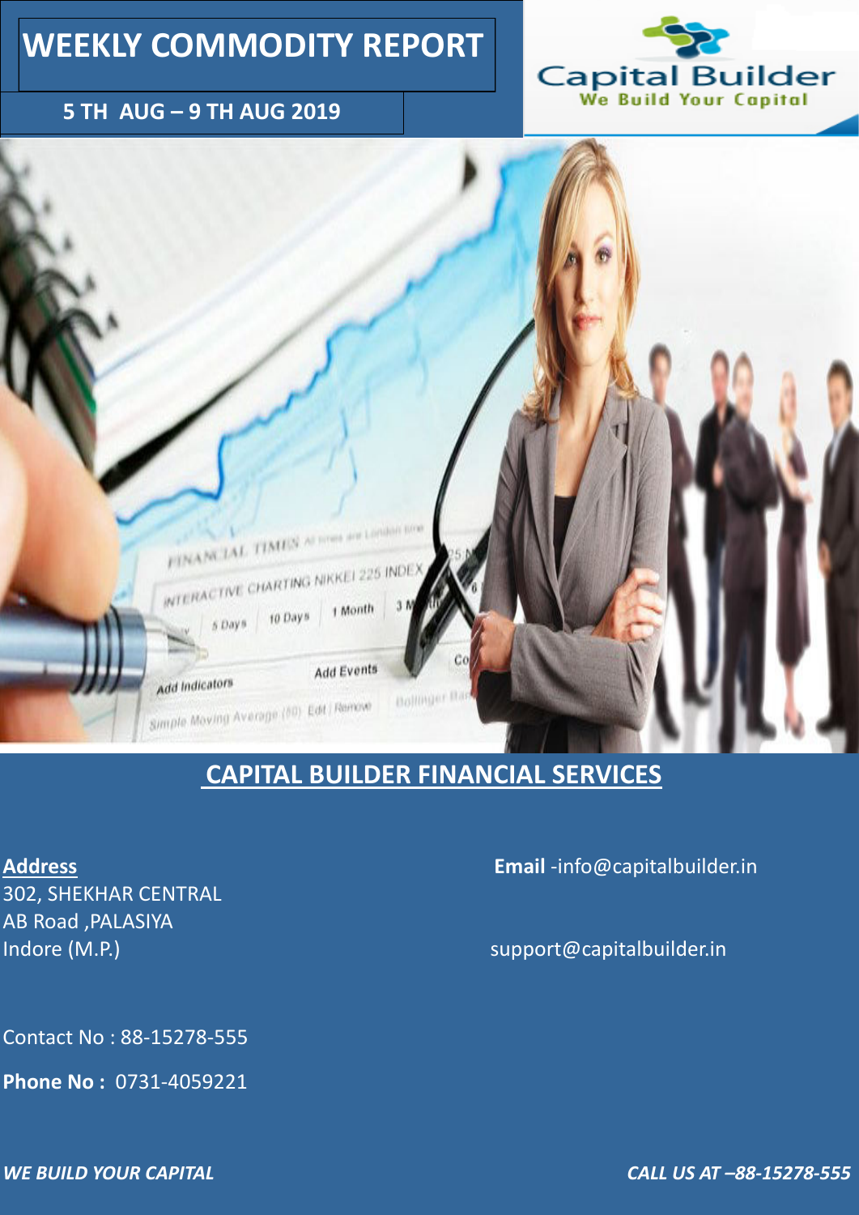# WEEKLY COMMODITY REPORT

## 5 TH AUG – 9 TH AUG 2019

Capital Builder
We Build Your Capital

## CAPITAL BUILDER FINANCIAL SERVICES

**Address**
302, SHEKHAR CENTRAL
AB Road ,PALASIYA
Indore (M.P.)

**Email** -info@capitalbuilder.in

support@capitalbuilder.in

Contact No : 88-15278-555

**Phone No :** 0731-4059221

***WE BUILD YOUR CAPITAL***

***CALL US AT –88-15278-555***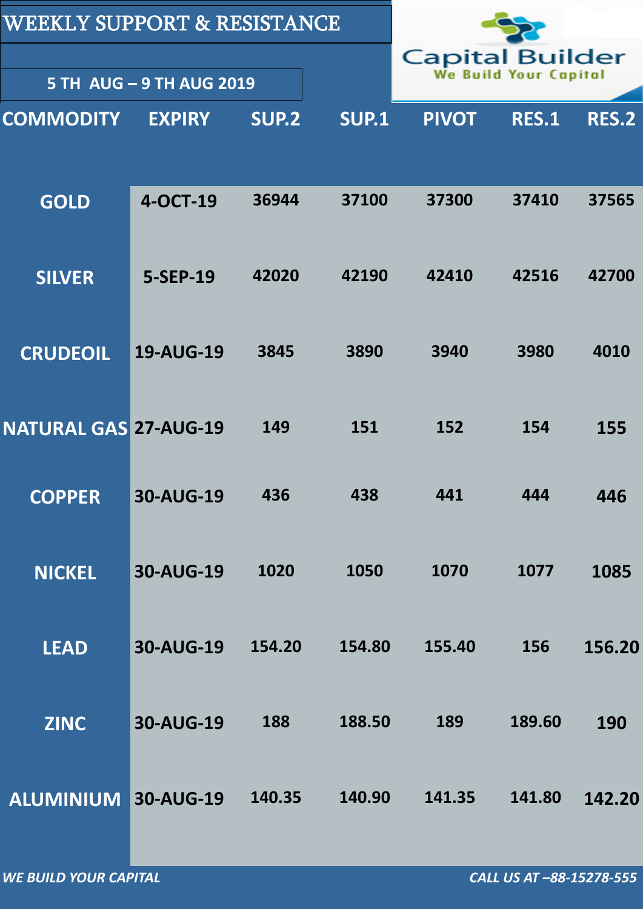# WEEKLY SUPPORT & RESISTANCE

**5 TH AUG – 9 TH AUG 2019**

Capital Builder
We Build Your Capital

| COMMODITY | EXPIRY | SUP.2 | SUP.1 | PIVOT | RES.1 | RES.2 |
|---|---|---|---|---|---|---|
| GOLD | 4-OCT-19 | 36944 | 37100 | 37300 | 37410 | 37565 |
| SILVER | 5-SEP-19 | 42020 | 42190 | 42410 | 42516 | 42700 |
| CRUDEOIL | 19-AUG-19 | 3845 | 3890 | 3940 | 3980 | 4010 |
| NATURAL GAS | 27-AUG-19 | 149 | 151 | 152 | 154 | 155 |
| COPPER | 30-AUG-19 | 436 | 438 | 441 | 444 | 446 |
| NICKEL | 30-AUG-19 | 1020 | 1050 | 1070 | 1077 | 1085 |
| LEAD | 30-AUG-19 | 154.20 | 154.80 | 155.40 | 156 | 156.20 |
| ZINC | 30-AUG-19 | 188 | 188.50 | 189 | 189.60 | 190 |
| ALUMINIUM | 30-AUG-19 | 140.35 | 140.90 | 141.35 | 141.80 | 142.20 |

*WE BUILD YOUR CAPITAL*

*CALL US AT –88-15278-555*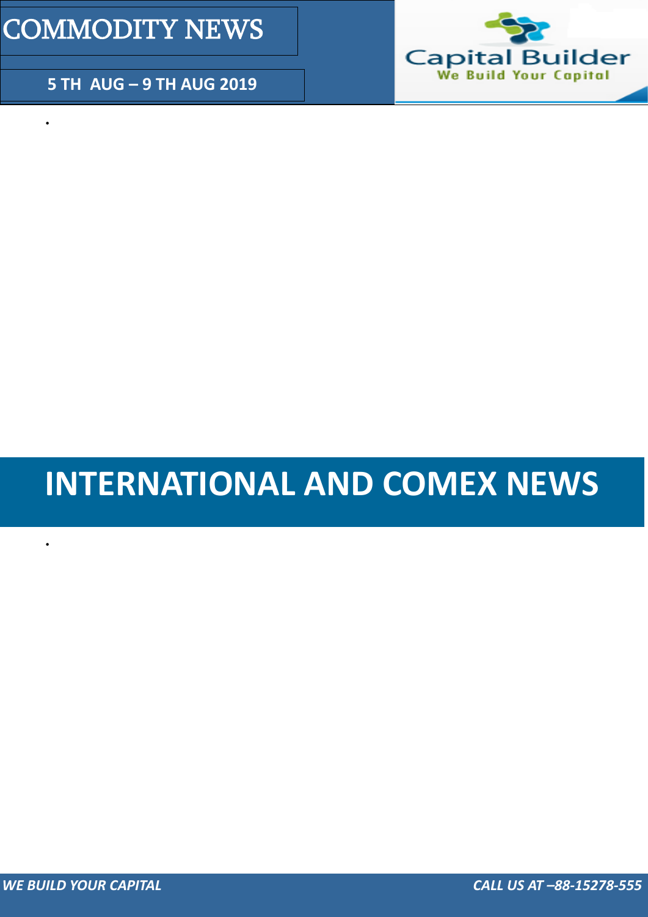# COMMODITY NEWS

**5 TH AUG – 9 TH AUG 2019**

# INTERNATIONAL AND COMEX NEWS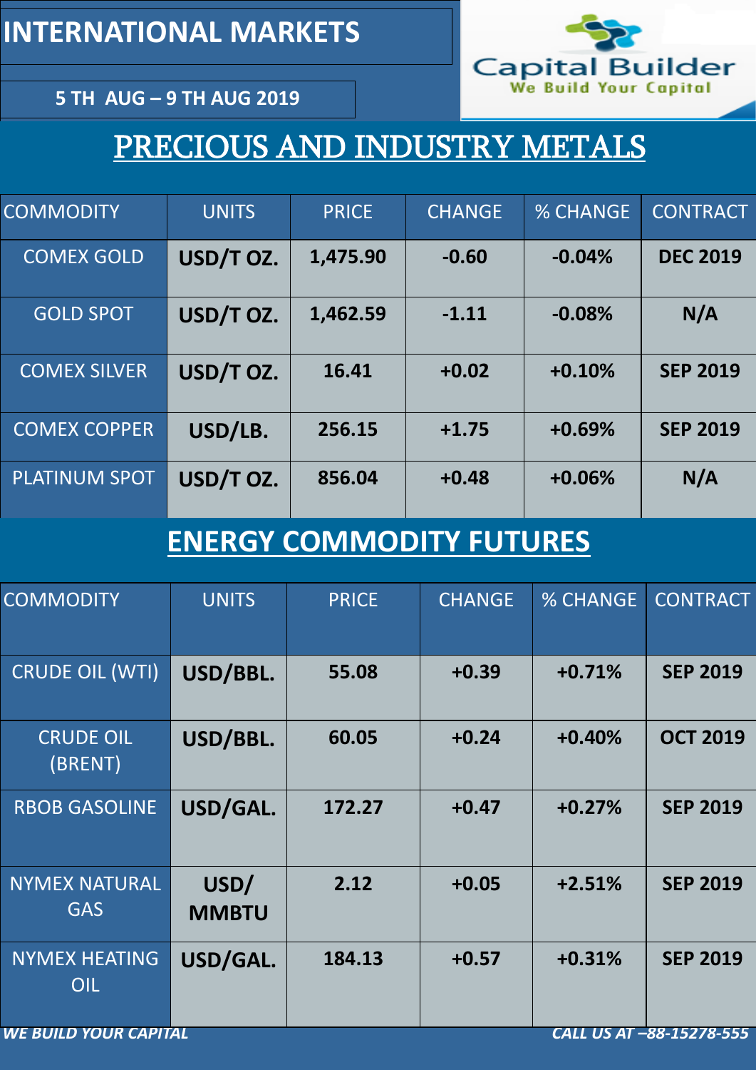# INTERNATIONAL MARKETS

**5 TH AUG – 9 TH AUG 2019**

Capital Builder
We Build Your Capital

## PRECIOUS AND INDUSTRY METALS

| COMMODITY | UNITS | PRICE | CHANGE | % CHANGE | CONTRACT |
|---|---|---|---|---|---|
| COMEX GOLD | **USD/T OZ.** | **1,475.90** | **-0.60** | **-0.04%** | **DEC 2019** |
| GOLD SPOT | **USD/T OZ.** | **1,462.59** | **-1.11** | **-0.08%** | **N/A** |
| COMEX SILVER | **USD/T OZ.** | **16.41** | **+0.02** | **+0.10%** | **SEP 2019** |
| COMEX COPPER | **USD/LB.** | **256.15** | **+1.75** | **+0.69%** | **SEP 2019** |
| PLATINUM SPOT | **USD/T OZ.** | **856.04** | **+0.48** | **+0.06%** | **N/A** |

## ENERGY COMMODITY FUTURES

| COMMODITY | UNITS | PRICE | CHANGE | % CHANGE | CONTRACT |
|---|---|---|---|---|---|
| CRUDE OIL (WTI) | **USD/BBL.** | **55.08** | **+0.39** | **+0.71%** | **SEP 2019** |
| CRUDE OIL (BRENT) | **USD/BBL.** | **60.05** | **+0.24** | **+0.40%** | **OCT 2019** |
| RBOB GASOLINE | **USD/GAL.** | **172.27** | **+0.47** | **+0.27%** | **SEP 2019** |
| NYMEX NATURAL GAS | **USD/ MMBTU** | **2.12** | **+0.05** | **+2.51%** | **SEP 2019** |
| NYMEX HEATING OIL | **USD/GAL.** | **184.13** | **+0.57** | **+0.31%** | **SEP 2019** |

***WE BUILD YOUR CAPITAL*** ***CALL US AT –88-15278-555***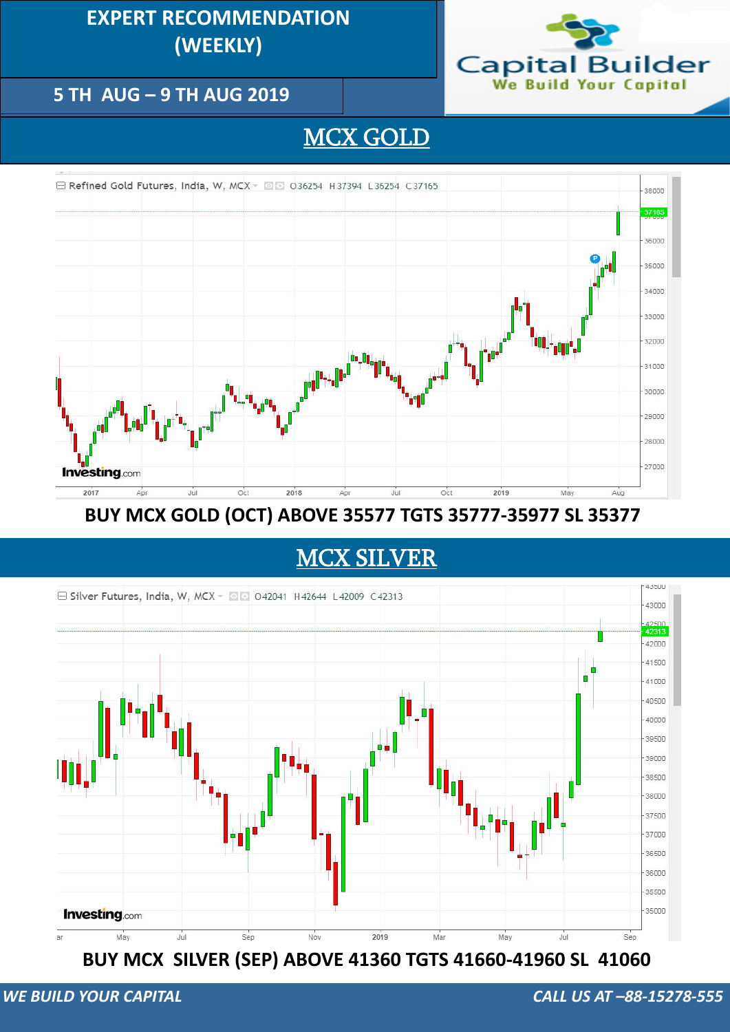# EXPERT RECOMMENDATION (WEEKLY)

## 5 TH AUG – 9 TH AUG 2019

Capital Builder
We Build Your Capital

## MCX GOLD

**BUY MCX GOLD (OCT) ABOVE 35577 TGTS 35777-35977 SL 35377**

## MCX SILVER

**BUY MCX SILVER (SEP) ABOVE 41360 TGTS 41660-41960 SL 41060**

*WE BUILD YOUR CAPITAL* *CALL US AT –88-15278-555*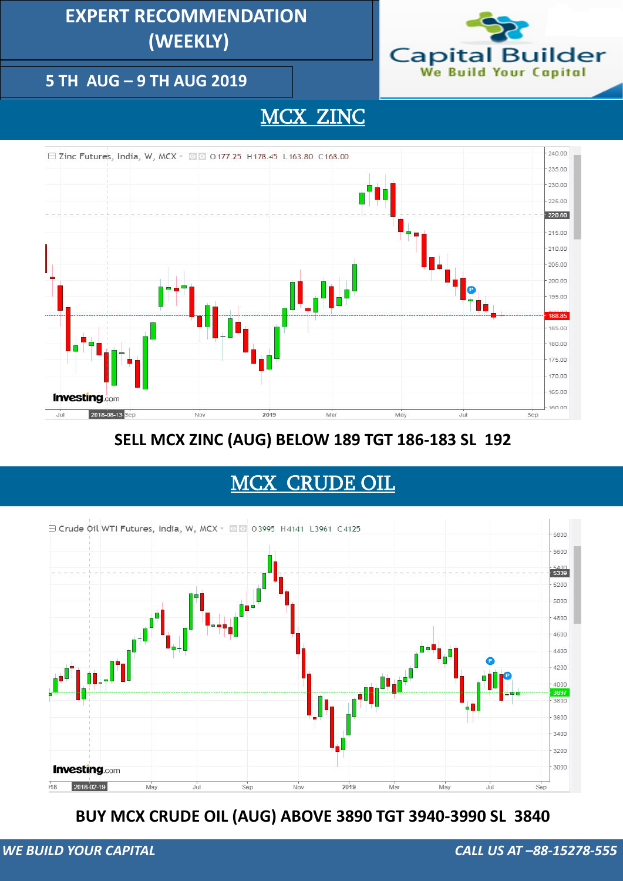# EXPERT RECOMMENDATION (WEEKLY)

## 5 TH AUG – 9 TH AUG 2019

Capital Builder
We Build Your Capital

## MCX ZINC

**SELL MCX ZINC (AUG) BELOW 189 TGT 186-183 SL 192**

## MCX CRUDE OIL

**BUY MCX CRUDE OIL (AUG) ABOVE 3890 TGT 3940-3990 SL 3840**

*WE BUILD YOUR CAPITAL* *CALL US AT –88-15278-555*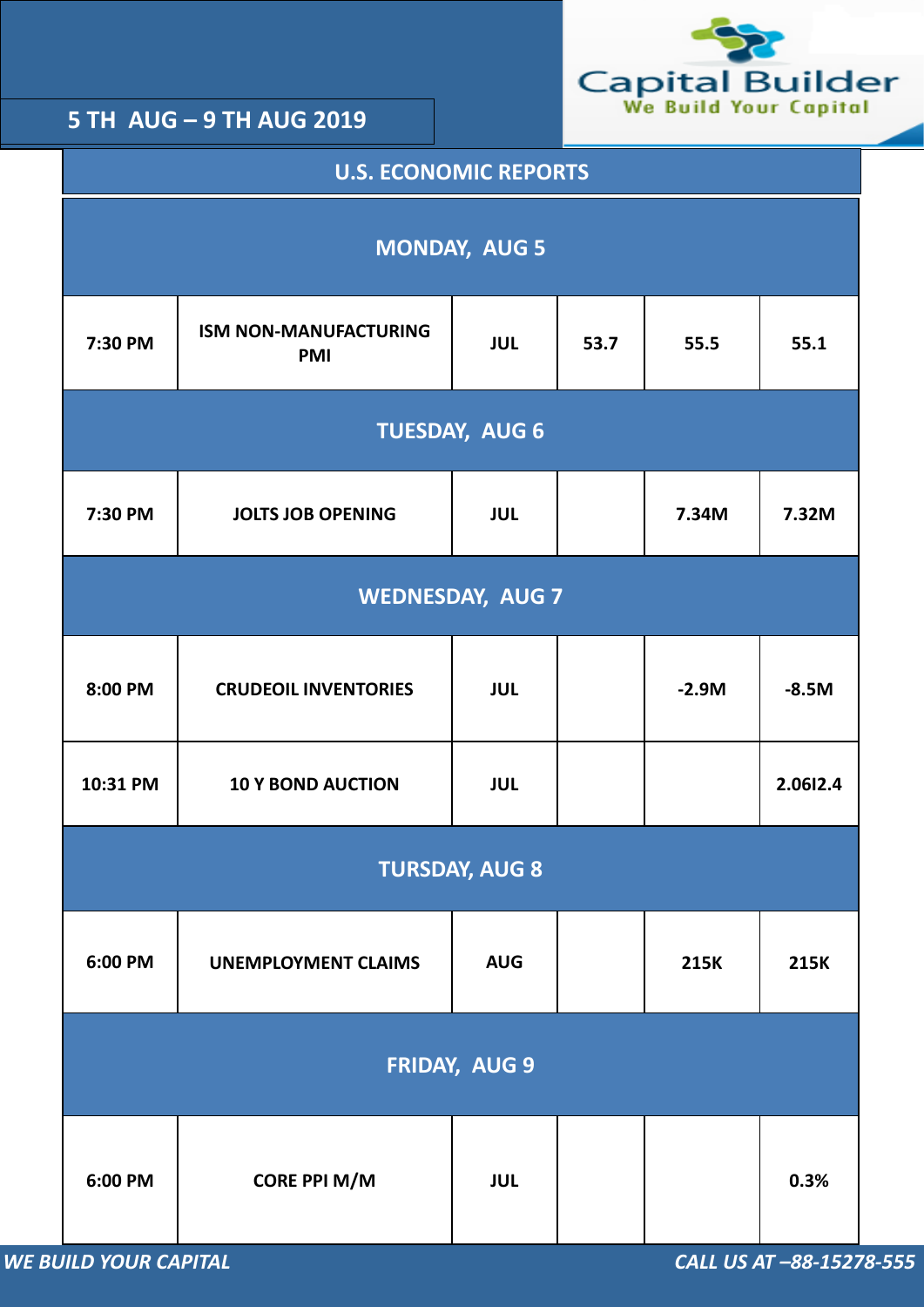## 5 TH AUG – 9 TH AUG 2019

Capital Builder
We Build Your Capital

## U.S. ECONOMIC REPORTS

| | | | | | |
|---|---|---|---|---|---|
| **MONDAY, AUG 5** | | | | | |
| 7:30 PM | ISM NON-MANUFACTURING PMI | JUL | 53.7 | 55.5 | 55.1 |
| **TUESDAY, AUG 6** | | | | | |
| 7:30 PM | JOLTS JOB OPENING | JUL | | 7.34M | 7.32M |
| **WEDNESDAY, AUG 7** | | | | | |
| 8:00 PM | CRUDEOIL INVENTORIES | JUL | | -2.9M | -8.5M |
| 10:31 PM | 10 Y BOND AUCTION | JUL | | | 2.06I2.4 |
| **TURSDAY, AUG 8** | | | | | |
| 6:00 PM | UNEMPLOYMENT CLAIMS | AUG | | 215K | 215K |
| **FRIDAY, AUG 9** | | | | | |
| 6:00 PM | CORE PPI M/M | JUL | | | 0.3% |

*WE BUILD YOUR CAPITAL*

*CALL US AT –88-15278-555*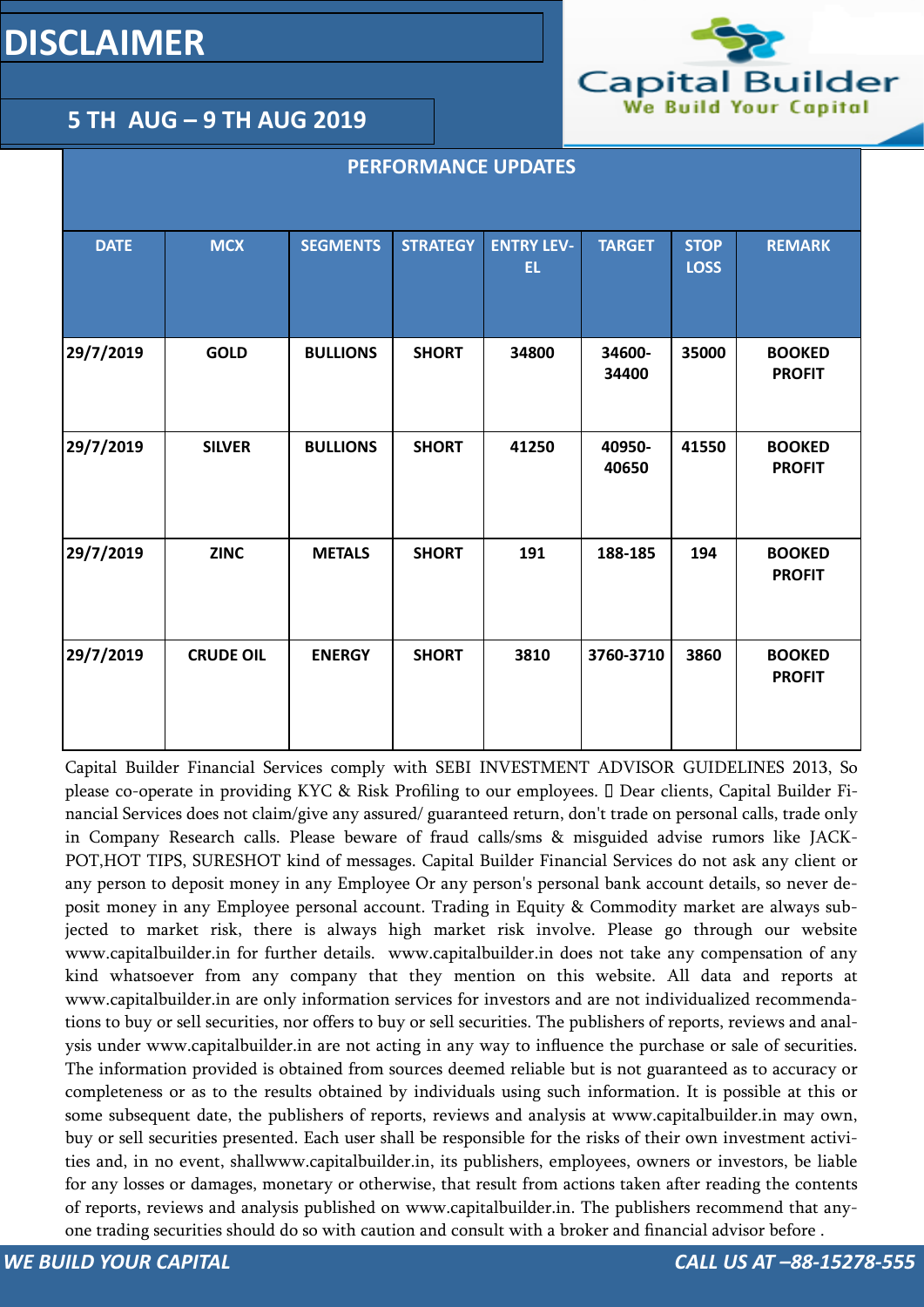# DISCLAIMER

## 5 TH AUG – 9 TH AUG 2019

Capital Builder
We Build Your Capital

### PERFORMANCE UPDATES

| DATE | MCX | SEGMENTS | STRATEGY | ENTRY LEVEL | TARGET | STOP LOSS | REMARK |
|---|---|---|---|---|---|---|---|
| 29/7/2019 | GOLD | BULLIONS | SHORT | 34800 | 34600-34400 | 35000 | BOOKED PROFIT |
| 29/7/2019 | SILVER | BULLIONS | SHORT | 41250 | 40950-40650 | 41550 | BOOKED PROFIT |
| 29/7/2019 | ZINC | METALS | SHORT | 191 | 188-185 | 194 | BOOKED PROFIT |
| 29/7/2019 | CRUDE OIL | ENERGY | SHORT | 3810 | 3760-3710 | 3860 | BOOKED PROFIT |

Capital Builder Financial Services comply with SEBI INVESTMENT ADVISOR GUIDELINES 2013, So please co-operate in providing KYC & Risk Profiling to our employees.  Dear clients, Capital Builder Financial Services does not claim/give any assured/ guaranteed return, don't trade on personal calls, trade only in Company Research calls. Please beware of fraud calls/sms & misguided advise rumors like JACKPOT,HOT TIPS, SURESHOT kind of messages. Capital Builder Financial Services do not ask any client or any person to deposit money in any Employee Or any person's personal bank account details, so never deposit money in any Employee personal account. Trading in Equity & Commodity market are always subjected to market risk, there is always high market risk involve. Please go through our website www.capitalbuilder.in for further details. www.capitalbuilder.in does not take any compensation of any kind whatsoever from any company that they mention on this website. All data and reports at www.capitalbuilder.in are only information services for investors and are not individualized recommendations to buy or sell securities, nor offers to buy or sell securities. The publishers of reports, reviews and analysis under www.capitalbuilder.in are not acting in any way to influence the purchase or sale of securities. The information provided is obtained from sources deemed reliable but is not guaranteed as to accuracy or completeness or as to the results obtained by individuals using such information. It is possible at this or some subsequent date, the publishers of reports, reviews and analysis at www.capitalbuilder.in may own, buy or sell securities presented. Each user shall be responsible for the risks of their own investment activities and, in no event, shallwww.capitalbuilder.in, its publishers, employees, owners or investors, be liable for any losses or damages, monetary or otherwise, that result from actions taken after reading the contents of reports, reviews and analysis published on www.capitalbuilder.in. The publishers recommend that anyone trading securities should do so with caution and consult with a broker and financial advisor before .

*WE BUILD YOUR CAPITAL* — *CALL US AT –88-15278-555*